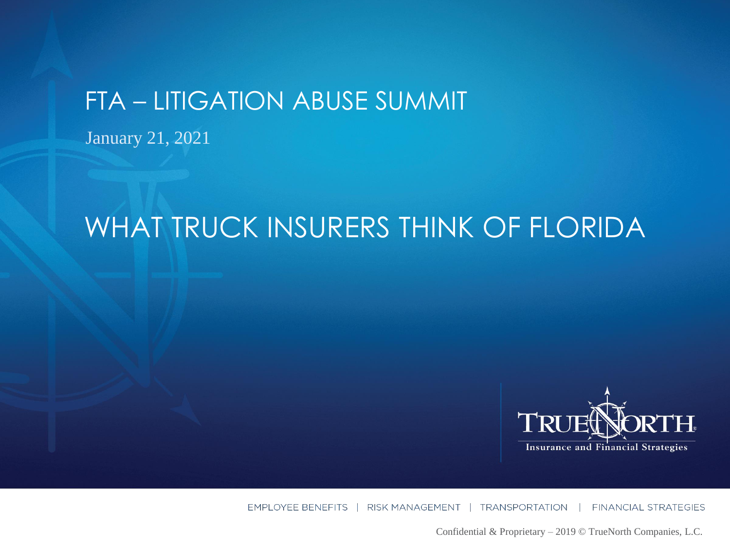# FTA – LITIGATION ABUSE SUMMIT

January 21, 2021

# WHAT TRUCK INSURERS THINK OF FLORIDA

TRUENORTH
Insurance and Financial Strategies

EMPLOYEE BENEFITS | RISK MANAGEMENT | TRANSPORTATION | FINANCIAL STRATEGIES

Confidential & Proprietary – 2019 © TrueNorth Companies, L.C.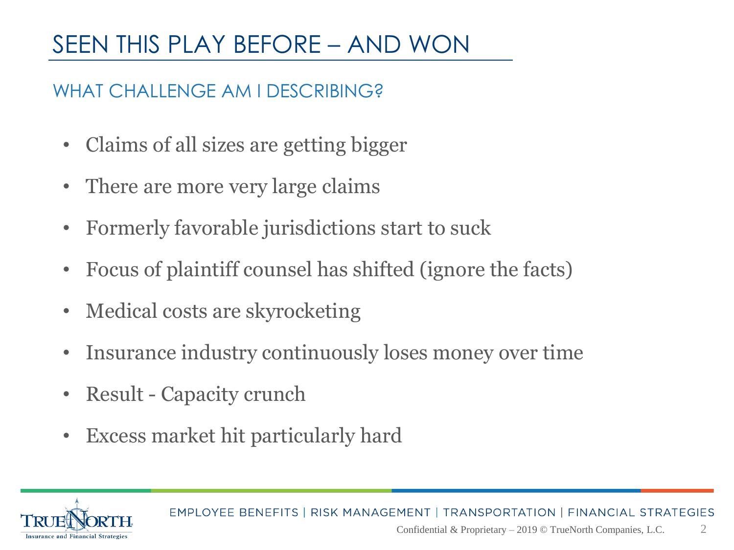# SEEN THIS PLAY BEFORE – AND WON

## WHAT CHALLENGE AM I DESCRIBING?

- Claims of all sizes are getting bigger
- There are more very large claims
- Formerly favorable jurisdictions start to suck
- Focus of plaintiff counsel has shifted (ignore the facts)
- Medical costs are skyrocketing
- Insurance industry continuously loses money over time
- Result - Capacity crunch
- Excess market hit particularly hard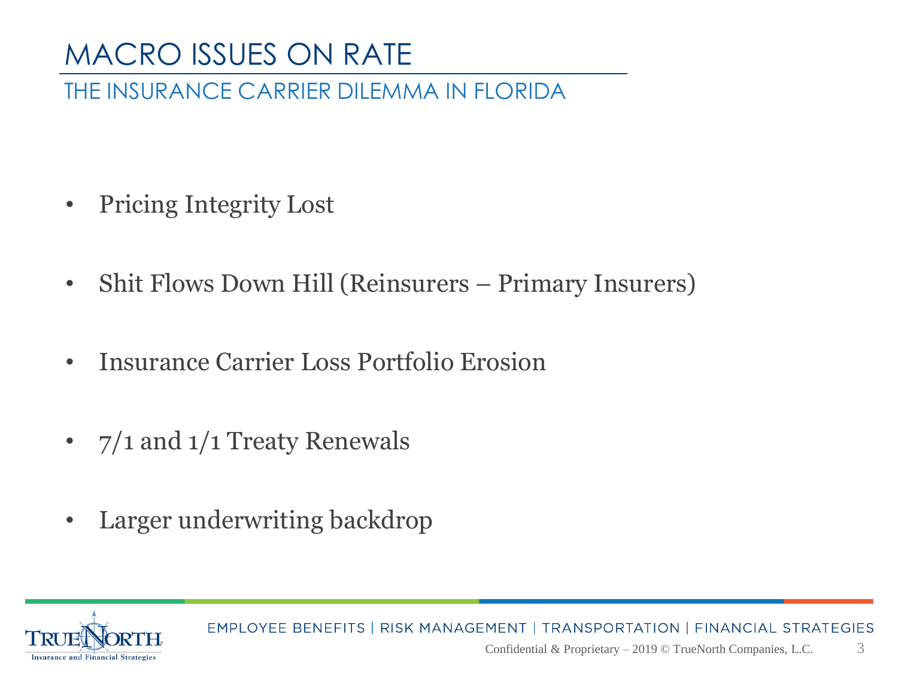# MACRO ISSUES ON RATE

## THE INSURANCE CARRIER DILEMMA IN FLORIDA

- Pricing Integrity Lost
- Shit Flows Down Hill (Reinsurers – Primary Insurers)
- Insurance Carrier Loss Portfolio Erosion
- 7/1 and 1/1 Treaty Renewals
- Larger underwriting backdrop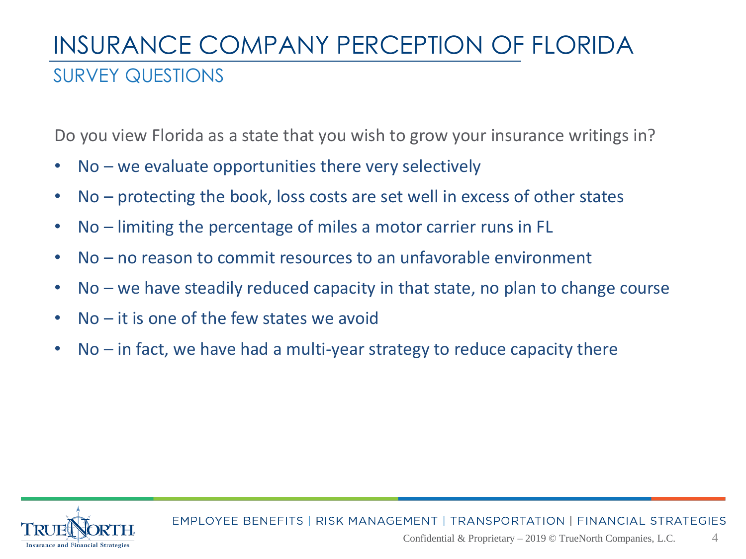# INSURANCE COMPANY PERCEPTION OF FLORIDA

## SURVEY QUESTIONS

Do you view Florida as a state that you wish to grow your insurance writings in?

- No – we evaluate opportunities there very selectively
- No – protecting the book, loss costs are set well in excess of other states
- No – limiting the percentage of miles a motor carrier runs in FL
- No – no reason to commit resources to an unfavorable environment
- No – we have steadily reduced capacity in that state, no plan to change course
- No – it is one of the few states we avoid
- No – in fact, we have had a multi-year strategy to reduce capacity there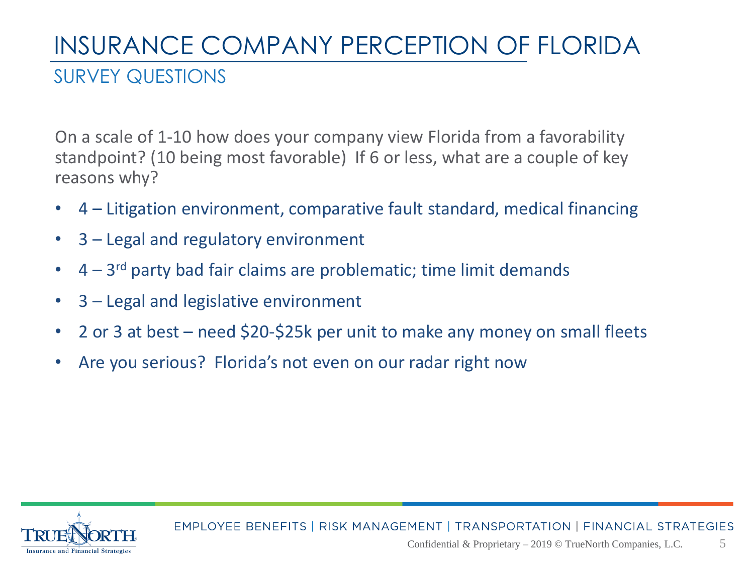# INSURANCE COMPANY PERCEPTION OF FLORIDA

## SURVEY QUESTIONS

On a scale of 1-10 how does your company view Florida from a favorability standpoint? (10 being most favorable) If 6 or less, what are a couple of key reasons why?

- 4 – Litigation environment, comparative fault standard, medical financing
- 3 – Legal and regulatory environment
- 4 – 3rd party bad fair claims are problematic; time limit demands
- 3 – Legal and legislative environment
- 2 or 3 at best – need $20-$25k per unit to make any money on small fleets
- Are you serious? Florida's not even on our radar right now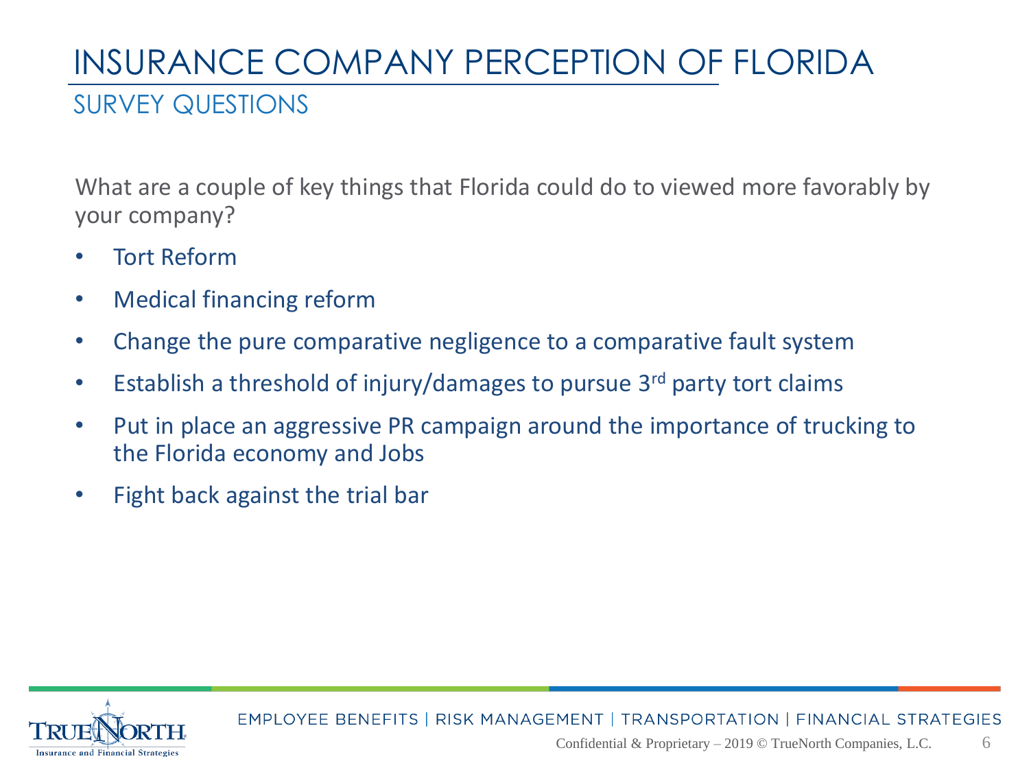# INSURANCE COMPANY PERCEPTION OF FLORIDA

## SURVEY QUESTIONS

What are a couple of key things that Florida could do to viewed more favorably by your company?

- Tort Reform
- Medical financing reform
- Change the pure comparative negligence to a comparative fault system
- Establish a threshold of injury/damages to pursue 3rd party tort claims
- Put in place an aggressive PR campaign around the importance of trucking to the Florida economy and Jobs
- Fight back against the trial bar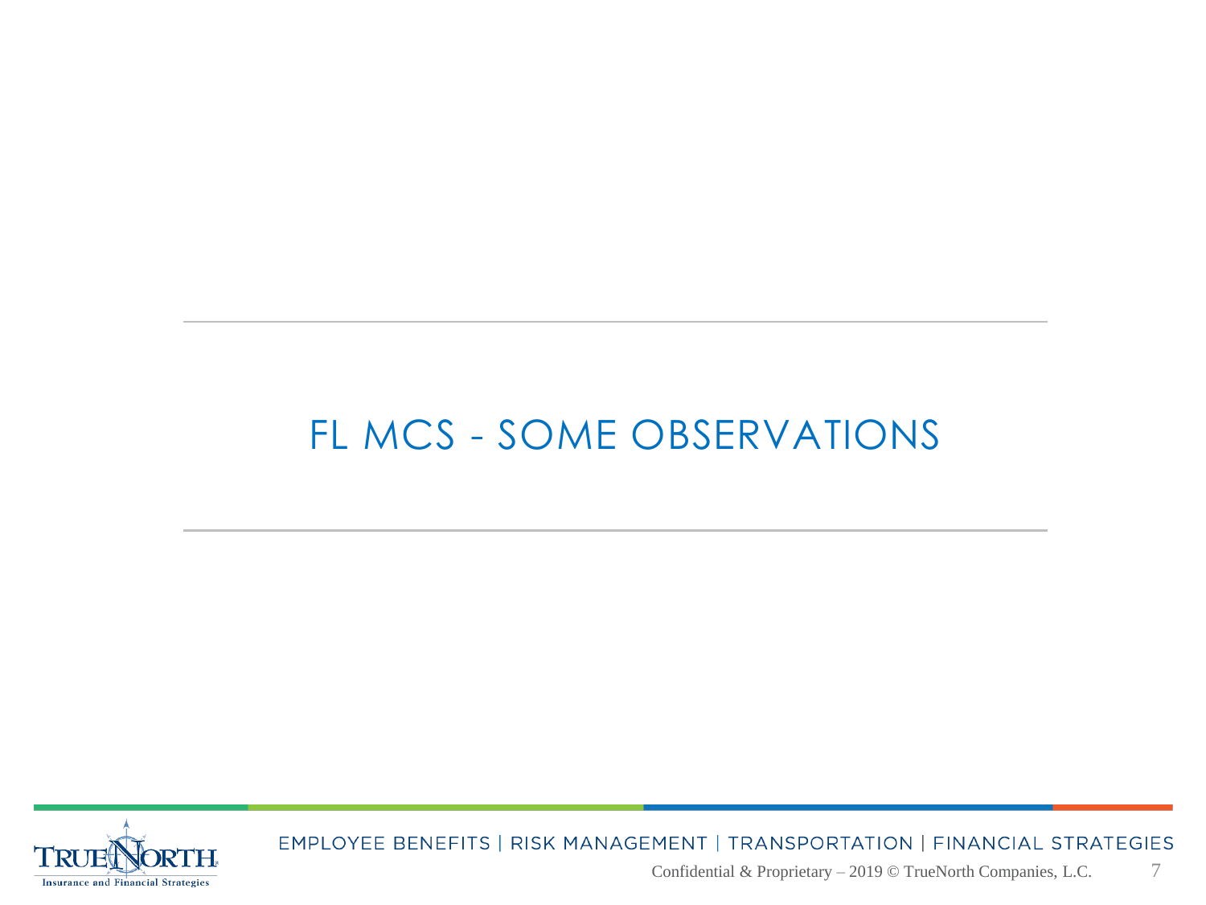# FL MCS - SOME OBSERVATIONS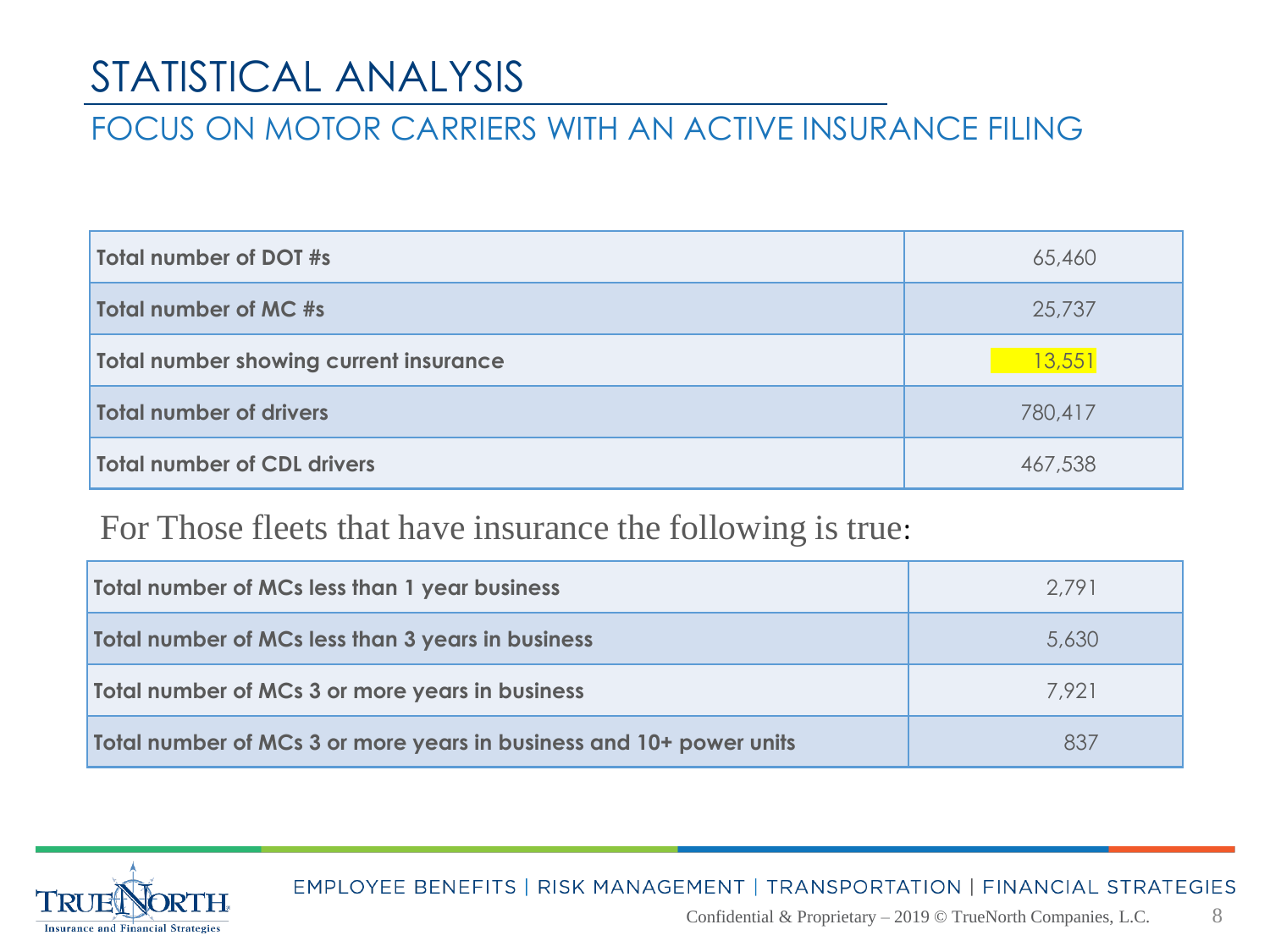# STATISTICAL ANALYSIS

## FOCUS ON MOTOR CARRIERS WITH AN ACTIVE INSURANCE FILING

| | |
|---|---|
| **Total number of DOT #s** | 65,460 |
| **Total number of MC #s** | 25,737 |
| **Total number showing current insurance** | 13,551 |
| **Total number of drivers** | 780,417 |
| **Total number of CDL drivers** | 467,538 |

For Those fleets that have insurance the following is true:

| | |
|---|---|
| **Total number of MCs less than 1 year business** | 2,791 |
| **Total number of MCs less than 3 years in business** | 5,630 |
| **Total number of MCs 3 or more years in business** | 7,921 |
| **Total number of MCs 3 or more years in business and 10+ power units** | 837 |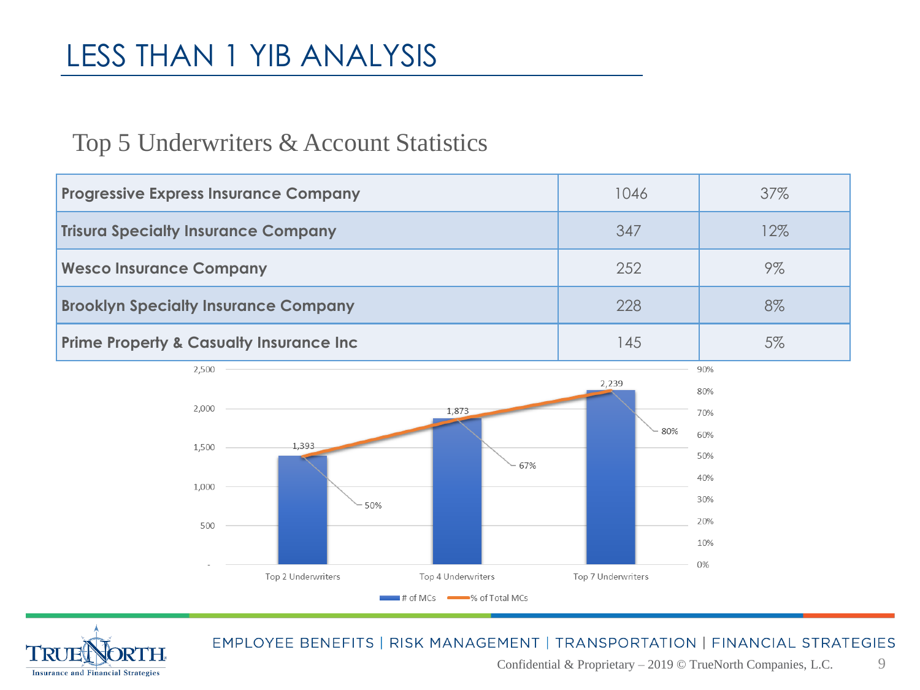# LESS THAN 1 YIB ANALYSIS

## Top 5 Underwriters & Account Statistics

| | | |
|---|---|---|
| **Progressive Express Insurance Company** | 1046 | 37% |
| **Trisura Specialty Insurance Company** | 347 | 12% |
| **Wesco Insurance Company** | 252 | 9% |
| **Brooklyn Specialty Insurance Company** | 228 | 8% |
| **Prime Property & Casualty Insurance Inc** | 145 | 5% |

| | # of MCs | % of Total MCs |
|---|---|---|
| Top 2 Underwriters | 1,393 | 50% |
| Top 4 Underwriters | 1,873 | 67% |
| Top 7 Underwriters | 2,239 | 80% |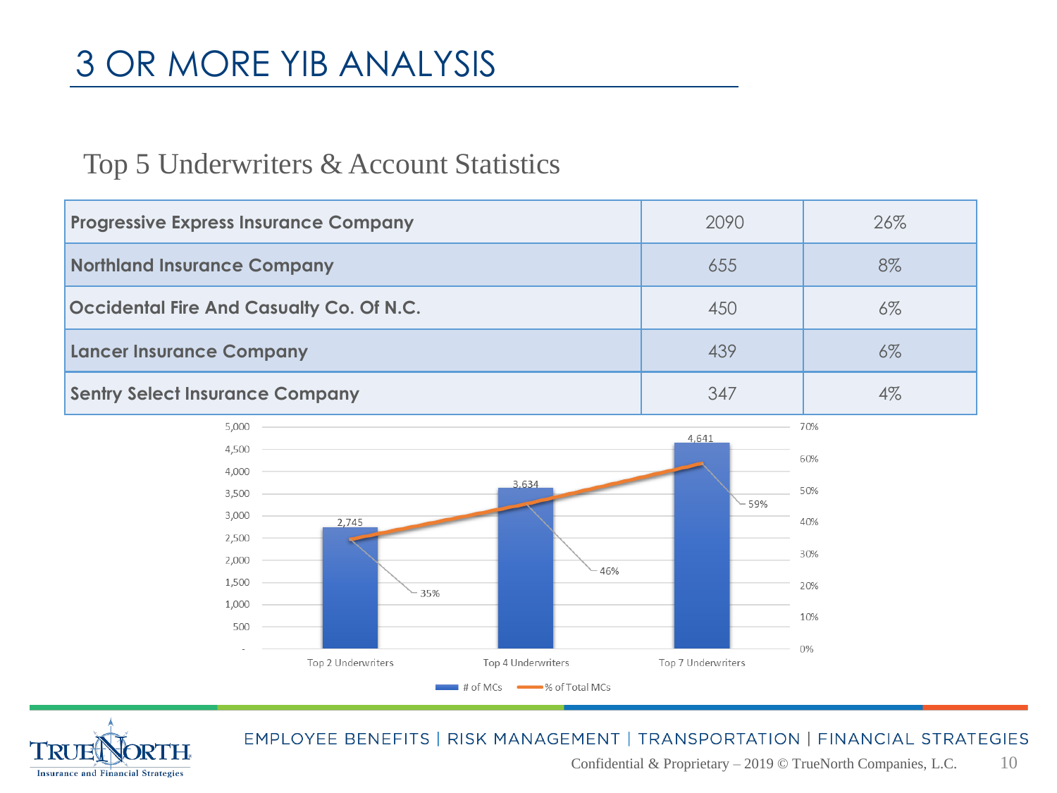# 3 OR MORE YIB ANALYSIS

## Top 5 Underwriters & Account Statistics

| | | |
|---|---|---|
| **Progressive Express Insurance Company** | 2090 | 26% |
| **Northland Insurance Company** | 655 | 8% |
| **Occidental Fire And Casualty Co. Of N.C.** | 450 | 6% |
| **Lancer Insurance Company** | 439 | 6% |
| **Sentry Select Insurance Company** | 347 | 4% |

| | # of MCs | % of Total MCs |
|---|---|---|
| Top 2 Underwriters | 2,745 | 35% |
| Top 4 Underwriters | 3,634 | 46% |
| Top 7 Underwriters | 4,641 | 59% |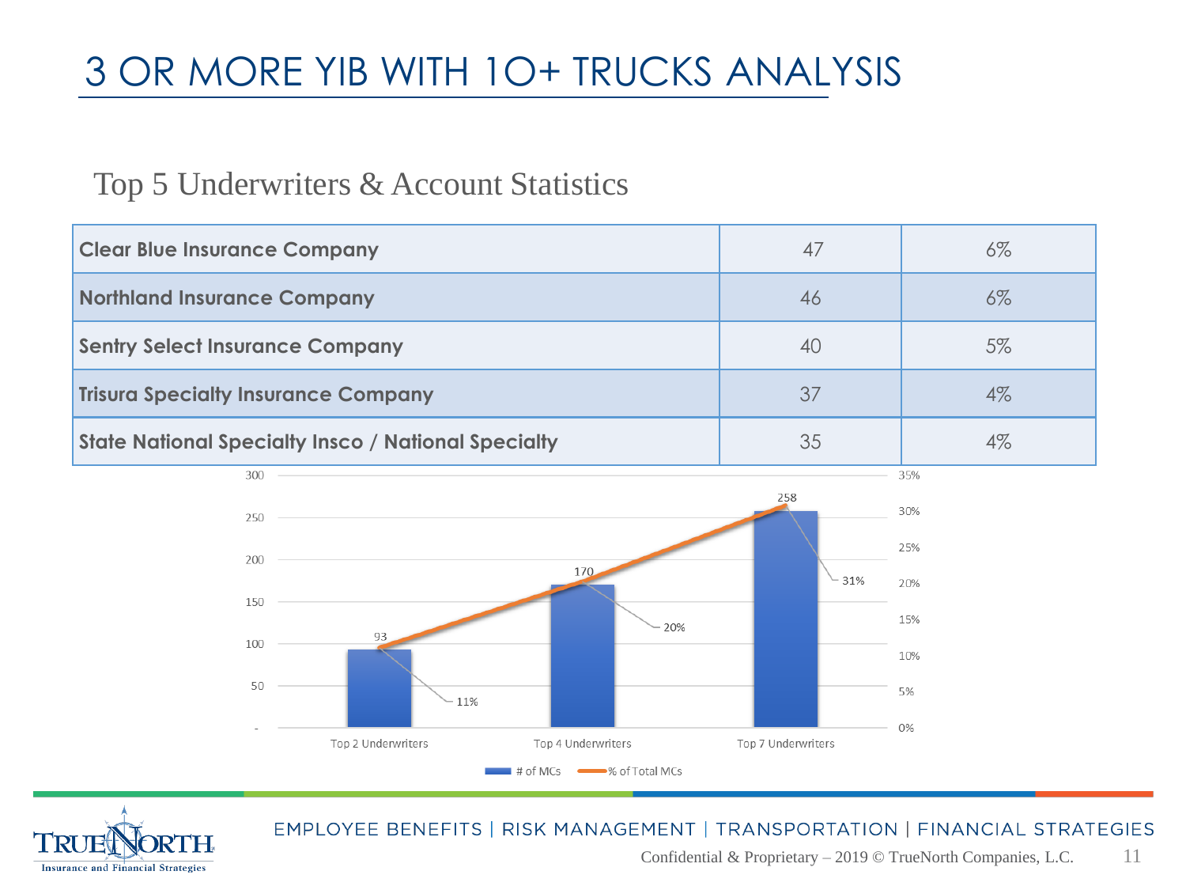# 3 OR MORE YIB WITH 10+ TRUCKS ANALYSIS

## Top 5 Underwriters & Account Statistics

| Underwriter | Count | % |
|---|---|---|
| **Clear Blue Insurance Company** | 47 | 6% |
| **Northland Insurance Company** | 46 | 6% |
| **Sentry Select Insurance Company** | 40 | 5% |
| **Trisura Specialty Insurance Company** | 37 | 4% |
| **State National Specialty Insco / National Specialty** | 35 | 4% |

| | # of MCs | % of Total MCs |
|---|---|---|
| Top 2 Underwriters | 93 | 11% |
| Top 4 Underwriters | 170 | 20% |
| Top 7 Underwriters | 258 | 31% |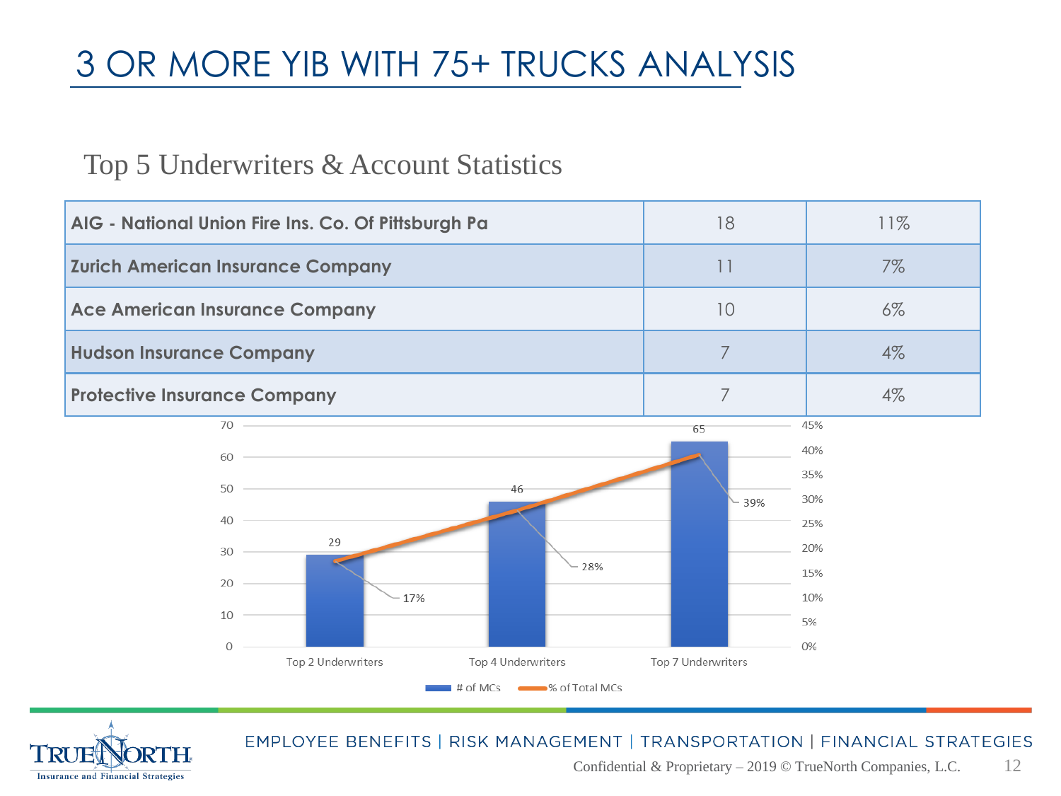# 3 OR MORE YIB WITH 75+ TRUCKS ANALYSIS

## Top 5 Underwriters & Account Statistics

| | | |
|---|---|---|
| **AIG - National Union Fire Ins. Co. Of Pittsburgh Pa** | 18 | 11% |
| **Zurich American Insurance Company** | 11 | 7% |
| **Ace American Insurance Company** | 10 | 6% |
| **Hudson Insurance Company** | 7 | 4% |
| **Protective Insurance Company** | 7 | 4% |

| | # of MCs | % of Total MCs |
|---|---|---|
| Top 2 Underwriters | 29 | 17% |
| Top 4 Underwriters | 46 | 28% |
| Top 7 Underwriters | 65 | 39% |

EMPLOYEE BENEFITS | RISK MANAGEMENT | TRANSPORTATION | FINANCIAL STRATEGIES

Confidential & Proprietary – 2019 © TrueNorth Companies, L.C.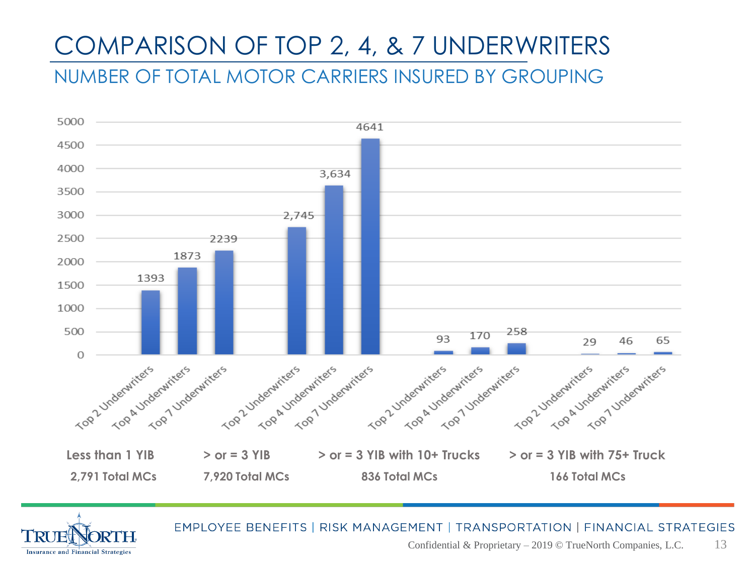# COMPARISON OF TOP 2, 4, & 7 UNDERWRITERS

## NUMBER OF TOTAL MOTOR CARRIERS INSURED BY GROUPING

| Grouping | Total MCs | Top 2 Underwriters | Top 4 Underwriters | Top 7 Underwriters |
|---|---|---|---|---|
| Less than 1 YIB | 2,791 Total MCs | 1393 | 1873 | 2239 |
| > or = 3 YIB | 7,920 Total MCs | 2,745 | 3,634 | 4641 |
| > or = 3 YIB with 10+ Trucks | 836 Total MCs | 93 | 170 | 258 |
| > or = 3 YIB with 75+ Truck | 166 Total MCs | 29 | 46 | 65 |

EMPLOYEE BENEFITS | RISK MANAGEMENT | TRANSPORTATION | FINANCIAL STRATEGIES

Confidential & Proprietary – 2019 © TrueNorth Companies, L.C.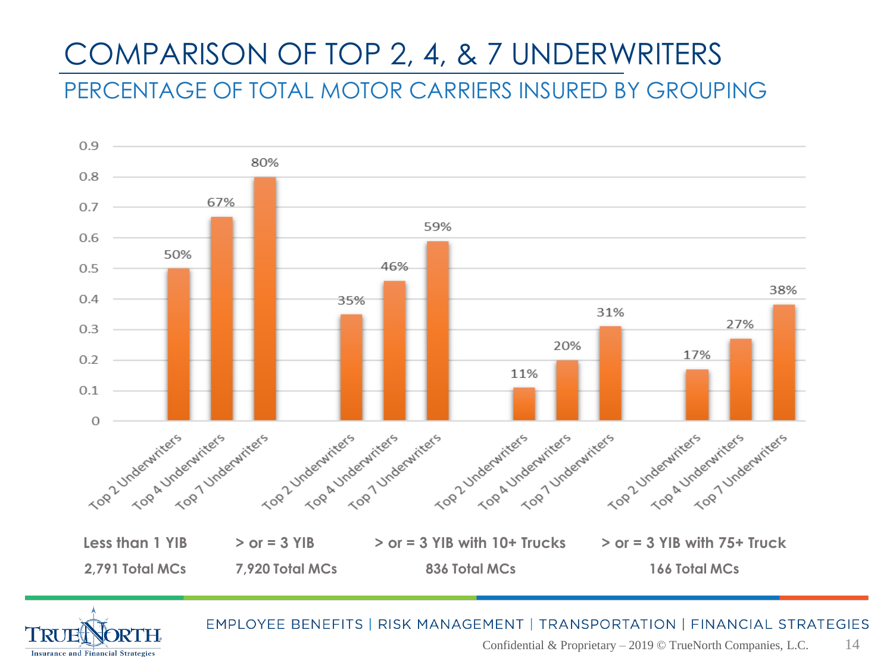# COMPARISON OF TOP 2, 4, & 7 UNDERWRITERS

## PERCENTAGE OF TOTAL MOTOR CARRIERS INSURED BY GROUPING

| Grouping | Total MCs | Top 2 Underwriters | Top 4 Underwriters | Top 7 Underwriters |
|---|---|---|---|---|
| Less than 1 YIB | 2,791 Total MCs | 50% | 67% | 80% |
| > or = 3 YIB | 7,920 Total MCs | 35% | 46% | 59% |
| > or = 3 YIB with 10+ Trucks | 836 Total MCs | 11% | 20% | 31% |
| > or = 3 YIB with 75+ Truck | 166 Total MCs | 17% | 27% | 38% |

EMPLOYEE BENEFITS | RISK MANAGEMENT | TRANSPORTATION | FINANCIAL STRATEGIES

Confidential & Proprietary – 2019 © TrueNorth Companies, L.C.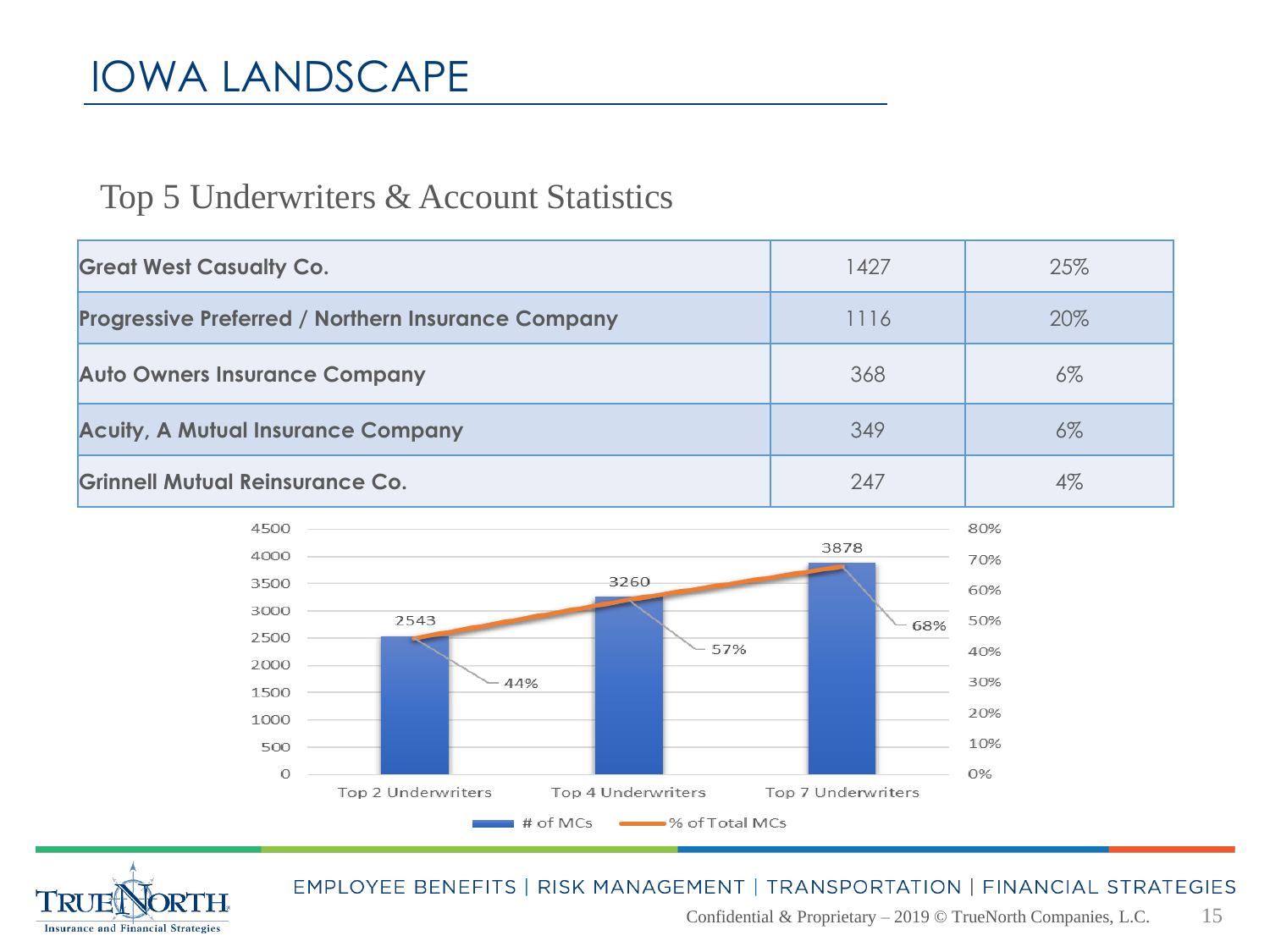# IOWA LANDSCAPE

## Top 5 Underwriters & Account Statistics

| | | |
|---|---|---|
| **Great West Casualty Co.** | 1427 | 25% |
| **Progressive Preferred / Northern Insurance Company** | 1116 | 20% |
| **Auto Owners Insurance Company** | 368 | 6% |
| **Acuity, A Mutual Insurance Company** | 349 | 6% |
| **Grinnell Mutual Reinsurance Co.** | 247 | 4% |

| | # of MCs | % of Total MCs |
|---|---|---|
| Top 2 Underwriters | 2543 | 44% |
| Top 4 Underwriters | 3260 | 57% |
| Top 7 Underwriters | 3878 | 68% |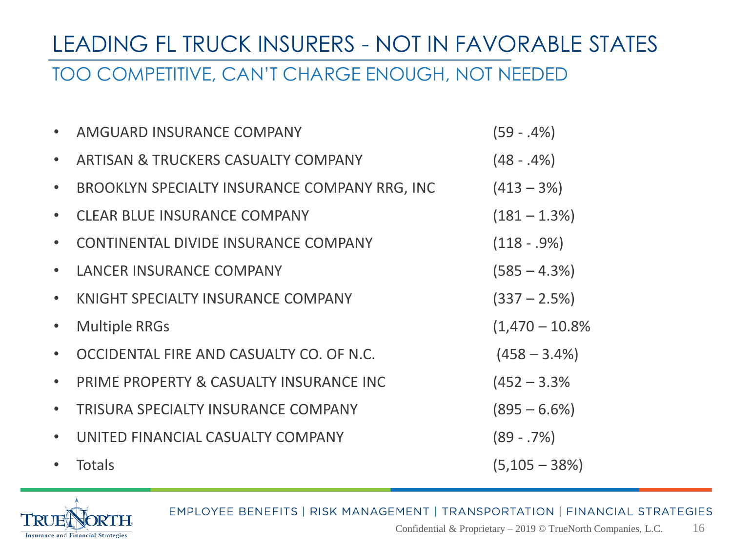# LEADING FL TRUCK INSURERS - NOT IN FAVORABLE STATES

## TOO COMPETITIVE, CAN'T CHARGE ENOUGH, NOT NEEDED

- AMGUARD INSURANCE COMPANY (59 - .4%)
- ARTISAN & TRUCKERS CASUALTY COMPANY (48 - .4%)
- BROOKLYN SPECIALTY INSURANCE COMPANY RRG, INC (413 – 3%)
- CLEAR BLUE INSURANCE COMPANY (181 – 1.3%)
- CONTINENTAL DIVIDE INSURANCE COMPANY (118 - .9%)
- LANCER INSURANCE COMPANY (585 – 4.3%)
- KNIGHT SPECIALTY INSURANCE COMPANY (337 – 2.5%)
- Multiple RRGs (1,470 – 10.8%
- OCCIDENTAL FIRE AND CASUALTY CO. OF N.C. (458 – 3.4%)
- PRIME PROPERTY & CASUALTY INSURANCE INC (452 – 3.3%
- TRISURA SPECIALTY INSURANCE COMPANY (895 – 6.6%)
- UNITED FINANCIAL CASUALTY COMPANY (89 - .7%)
- Totals (5,105 – 38%)

EMPLOYEE BENEFITS | RISK MANAGEMENT | TRANSPORTATION | FINANCIAL STRATEGIES

Confidential & Proprietary – 2019 © TrueNorth Companies, L.C.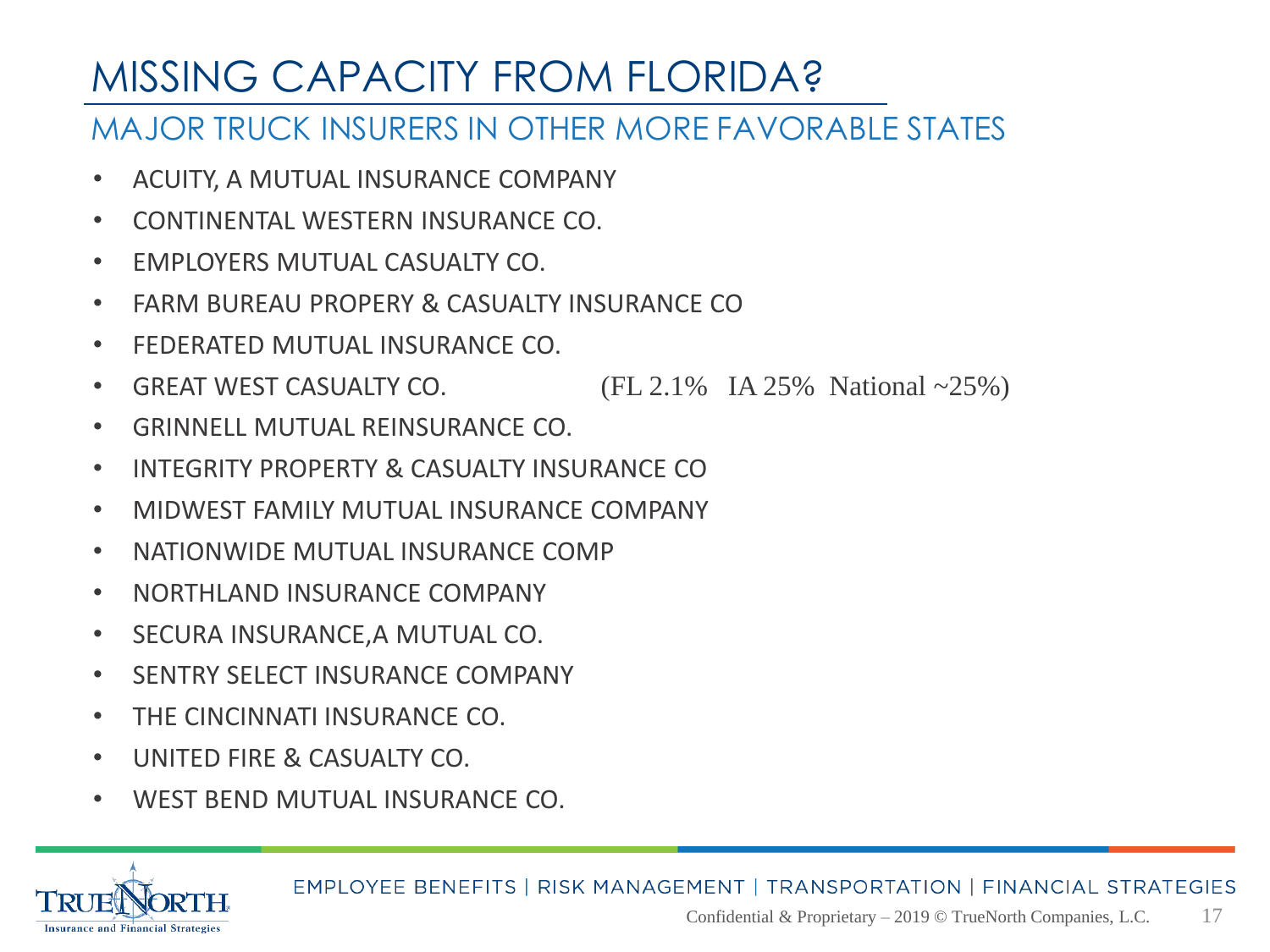# MISSING CAPACITY FROM FLORIDA?

## MAJOR TRUCK INSURERS IN OTHER MORE FAVORABLE STATES

- ACUITY, A MUTUAL INSURANCE COMPANY
- CONTINENTAL WESTERN INSURANCE CO.
- EMPLOYERS MUTUAL CASUALTY CO.
- FARM BUREAU PROPERY & CASUALTY INSURANCE CO
- FEDERATED MUTUAL INSURANCE CO.
- GREAT WEST CASUALTY CO. (FL 2.1% IA 25% National ~25%)
- GRINNELL MUTUAL REINSURANCE CO.
- INTEGRITY PROPERTY & CASUALTY INSURANCE CO
- MIDWEST FAMILY MUTUAL INSURANCE COMPANY
- NATIONWIDE MUTUAL INSURANCE COMP
- NORTHLAND INSURANCE COMPANY
- SECURA INSURANCE,A MUTUAL CO.
- SENTRY SELECT INSURANCE COMPANY
- THE CINCINNATI INSURANCE CO.
- UNITED FIRE & CASUALTY CO.
- WEST BEND MUTUAL INSURANCE CO.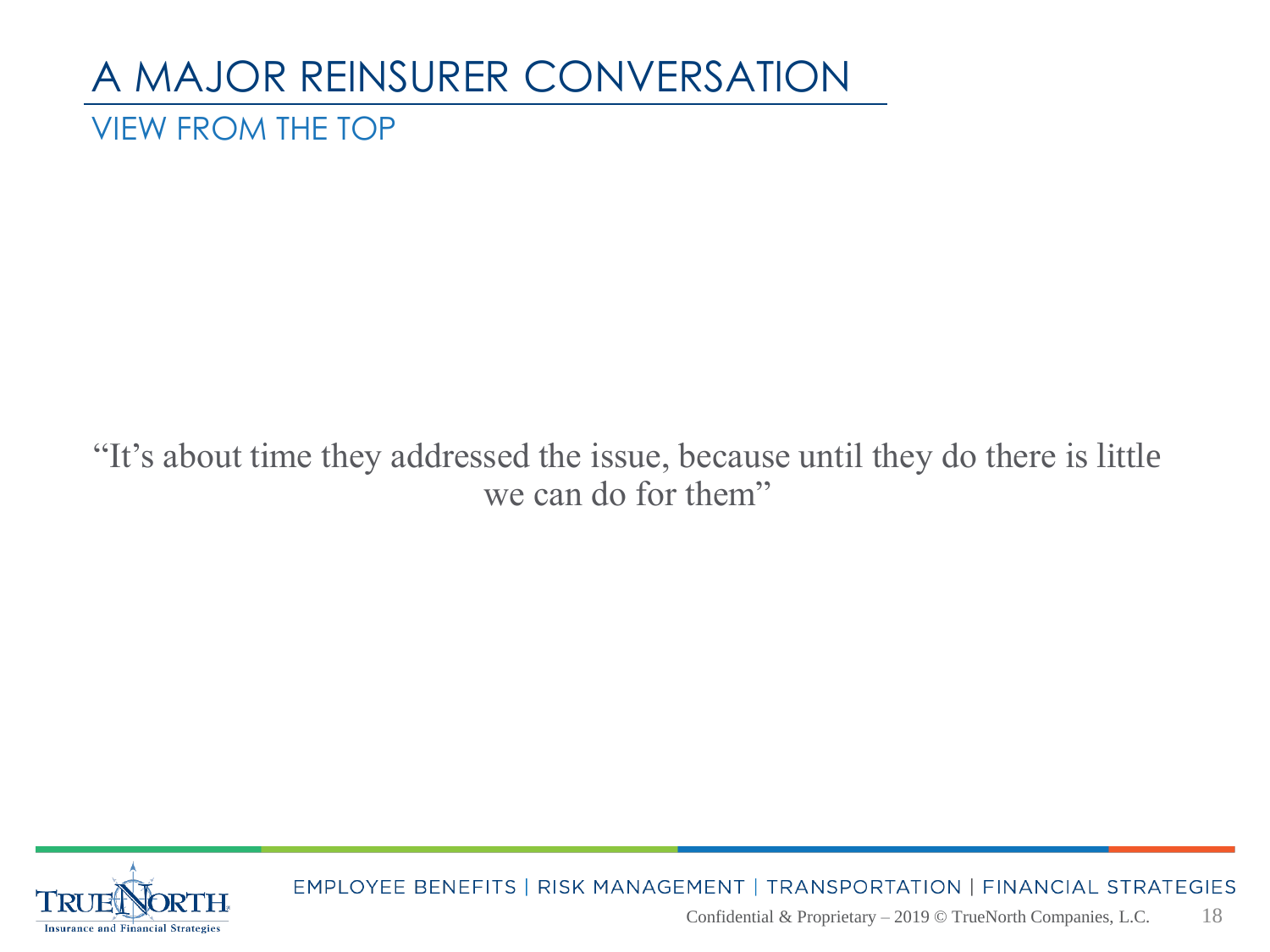# A MAJOR REINSURER CONVERSATION

## VIEW FROM THE TOP

"It's about time they addressed the issue, because until they do there is little we can do for them"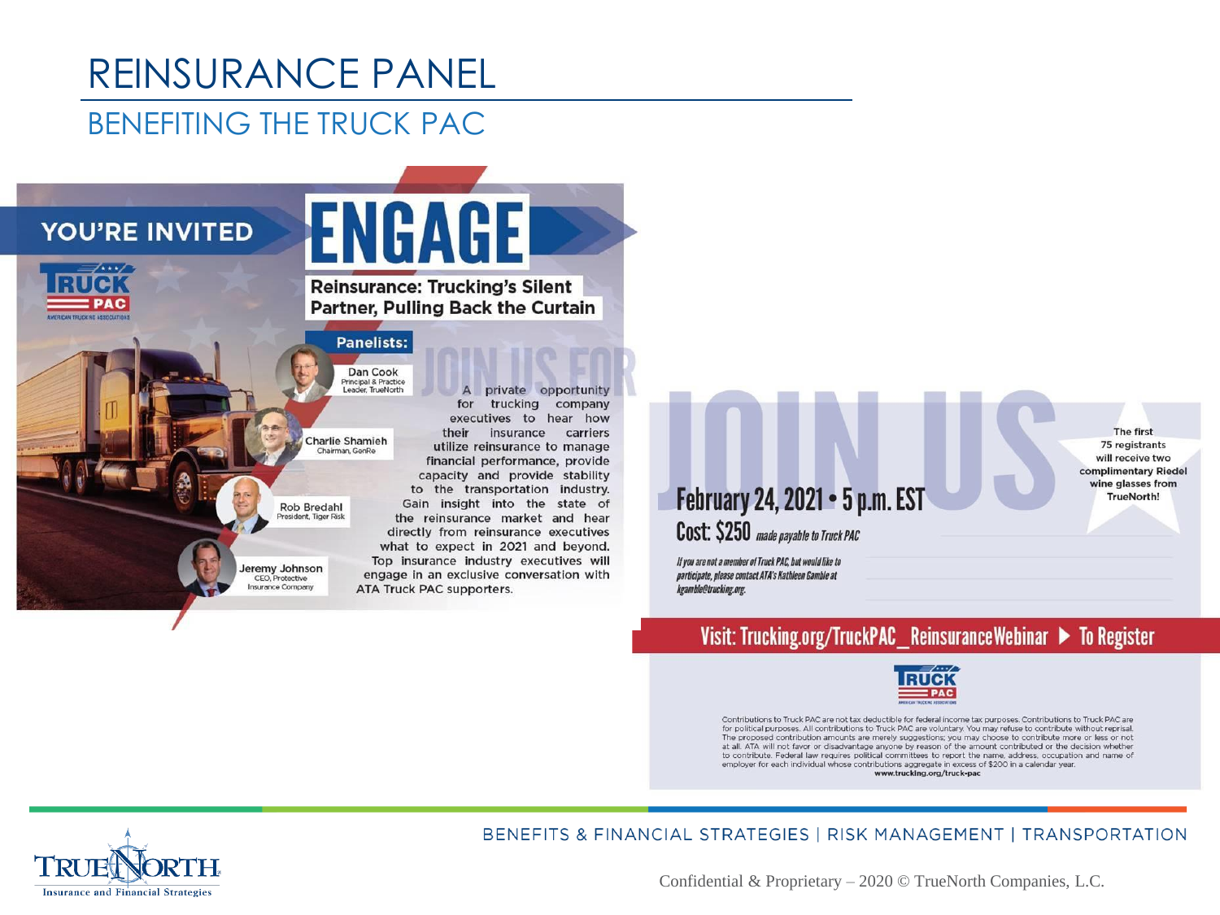# REINSURANCE PANEL

## BENEFITING THE TRUCK PAC

YOU'RE INVITED

TRUCK PAC
AMERICAN TRUCKING ASSOCIATIONS

# ENGAGE

**Reinsurance: Trucking's Silent Partner, Pulling Back the Curtain**

**Panelists:**

- Dan Cook — Principal & Practice Leader, TrueNorth
- Charlie Shamieh — Chairman, GenRe
- Rob Bredahl — President, Tiger Risk
- Jeremy Johnson — CEO, Protective Insurance Company

JOIN US FOR

A private opportunity for trucking company executives to hear how their insurance carriers utilize reinsurance to manage financial performance, provide capacity and provide stability to the transportation industry. Gain insight into the state of the reinsurance market and hear directly from reinsurance executives what to expect in 2021 and beyond. Top insurance industry executives will engage in an exclusive conversation with ATA Truck PAC supporters.

JOIN US

**February 24, 2021 • 5 p.m. EST**

**Cost: $250** *made payable to Truck PAC*

*If you are not a member of Truck PAC, but would like to participate, please contact ATA's Kathleen Gamble at kgamble@trucking.org.*

**The first 75 registrants will receive two complimentary Riedel wine glasses from TrueNorth!**

**Visit: Trucking.org/TruckPAC_ReinsuranceWebinar ▶ To Register**

TRUCK PAC
AMERICAN TRUCKING ASSOCIATIONS

Contributions to Truck PAC are not tax deductible for federal income tax purposes. Contributions to Truck PAC are for political purposes. All contributions to Truck PAC are voluntary. You may refuse to contribute without reprisal. The proposed contribution amounts are merely suggestions; you may choose to contribute more or less or not at all. ATA will not favor or disadvantage anyone by reason of the amount contributed or the decision whether to contribute. Federal law requires political committees to report the name, address, occupation and name of employer for each individual whose contributions aggregate in excess of $200 in a calendar year.
www.trucking.org/truck-pac

BENEFITS & FINANCIAL STRATEGIES | RISK MANAGEMENT | TRANSPORTATION

TRUENORTH Insurance and Financial Strategies

Confidential & Proprietary – 2020 © TrueNorth Companies, L.C.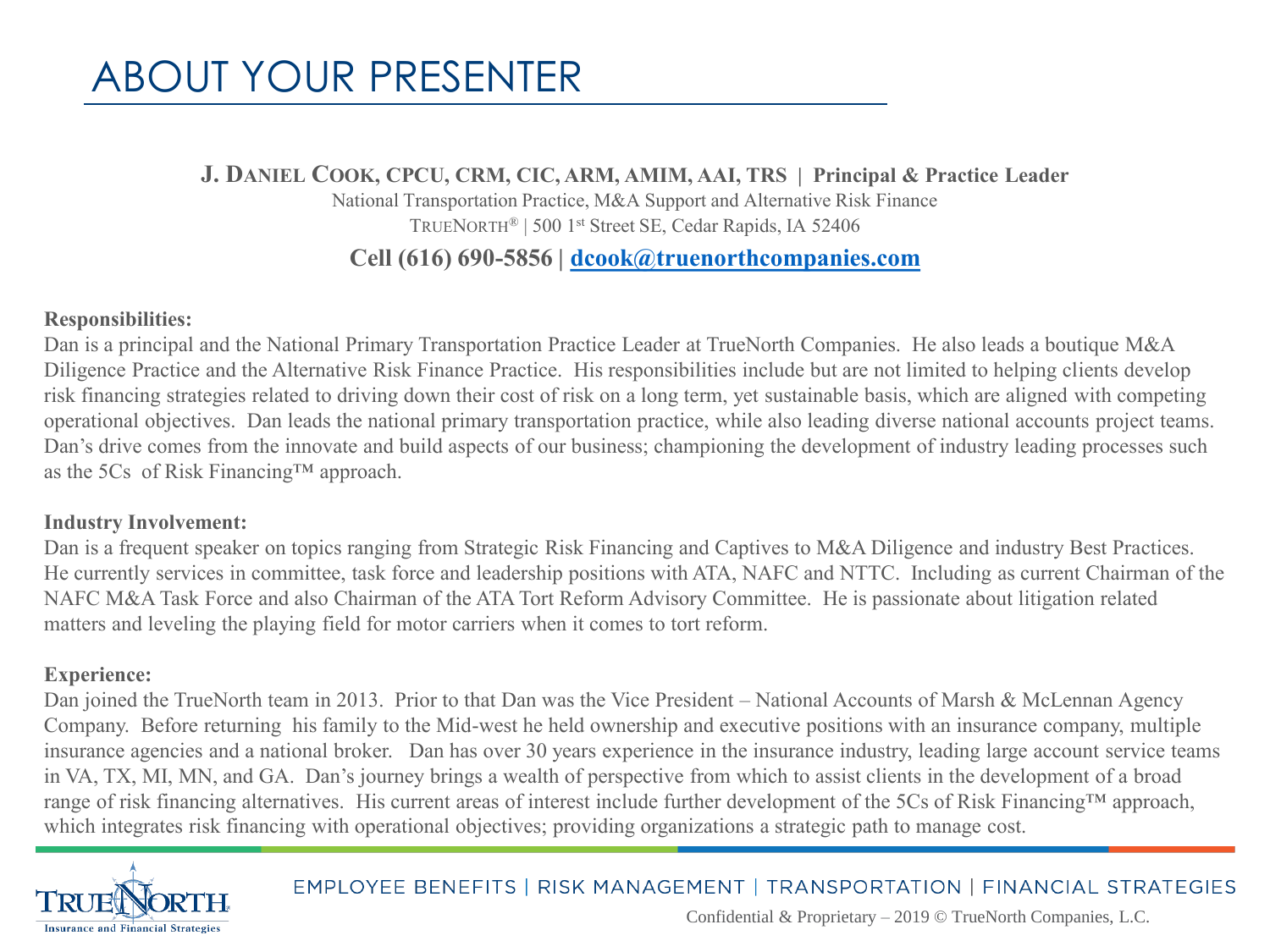# ABOUT YOUR PRESENTER

**J. DANIEL COOK, CPCU, CRM, CIC, ARM, AMIM, AAI, TRS | Principal & Practice Leader**

National Transportation Practice, M&A Support and Alternative Risk Finance

TRUENORTH® | 500 1st Street SE, Cedar Rapids, IA 52406

**Cell (616) 690-5856 | dcook@truenorthcompanies.com**

**Responsibilities:**

Dan is a principal and the National Primary Transportation Practice Leader at TrueNorth Companies. He also leads a boutique M&A Diligence Practice and the Alternative Risk Finance Practice. His responsibilities include but are not limited to helping clients develop risk financing strategies related to driving down their cost of risk on a long term, yet sustainable basis, which are aligned with competing operational objectives. Dan leads the national primary transportation practice, while also leading diverse national accounts project teams. Dan's drive comes from the innovate and build aspects of our business; championing the development of industry leading processes such as the 5Cs of Risk Financing™ approach.

**Industry Involvement:**

Dan is a frequent speaker on topics ranging from Strategic Risk Financing and Captives to M&A Diligence and industry Best Practices. He currently services in committee, task force and leadership positions with ATA, NAFC and NTTC. Including as current Chairman of the NAFC M&A Task Force and also Chairman of the ATA Tort Reform Advisory Committee. He is passionate about litigation related matters and leveling the playing field for motor carriers when it comes to tort reform.

**Experience:**

Dan joined the TrueNorth team in 2013. Prior to that Dan was the Vice President – National Accounts of Marsh & McLennan Agency Company. Before returning his family to the Mid-west he held ownership and executive positions with an insurance company, multiple insurance agencies and a national broker. Dan has over 30 years experience in the insurance industry, leading large account service teams in VA, TX, MI, MN, and GA. Dan's journey brings a wealth of perspective from which to assist clients in the development of a broad range of risk financing alternatives. His current areas of interest include further development of the 5Cs of Risk Financing™ approach, which integrates risk financing with operational objectives; providing organizations a strategic path to manage cost.

TRUENORTH Insurance and Financial Strategies

EMPLOYEE BENEFITS | RISK MANAGEMENT | TRANSPORTATION | FINANCIAL STRATEGIES

Confidential & Proprietary – 2019 © TrueNorth Companies, L.C.